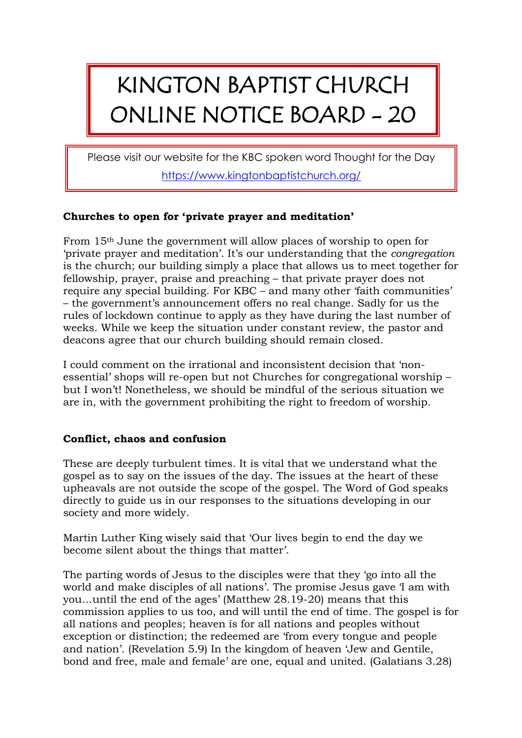# KINGTON BAPTIST CHURCH ONLINE NOTICE BOARD - 20

Please visit our website for the KBC spoken word Thought for the Day
https://www.kingtonbaptistchurch.org/

**Churches to open for 'private prayer and meditation'**

From 15th June the government will allow places of worship to open for 'private prayer and meditation'. It's our understanding that the *congregation* is the church; our building simply a place that allows us to meet together for fellowship, prayer, praise and preaching – that private prayer does not require any special building. For KBC – and many other 'faith communities' – the government's announcement offers no real change. Sadly for us the rules of lockdown continue to apply as they have during the last number of weeks. While we keep the situation under constant review, the pastor and deacons agree that our church building should remain closed.

I could comment on the irrational and inconsistent decision that 'non-essential' shops will re-open but not Churches for congregational worship – but I won't! Nonetheless, we should be mindful of the serious situation we are in, with the government prohibiting the right to freedom of worship.

**Conflict, chaos and confusion**

These are deeply turbulent times. It is vital that we understand what the gospel as to say on the issues of the day. The issues at the heart of these upheavals are not outside the scope of the gospel. The Word of God speaks directly to guide us in our responses to the situations developing in our society and more widely.

Martin Luther King wisely said that 'Our lives begin to end the day we become silent about the things that matter'.

The parting words of Jesus to the disciples were that they 'go into all the world and make disciples of all nations'. The promise Jesus gave 'I am with you…until the end of the ages' (Matthew 28.19-20) means that this commission applies to us too, and will until the end of time. The gospel is for all nations and peoples; heaven is for all nations and peoples without exception or distinction; the redeemed are 'from every tongue and people and nation'. (Revelation 5.9) In the kingdom of heaven 'Jew and Gentile, bond and free, male and female' are one, equal and united. (Galatians 3.28)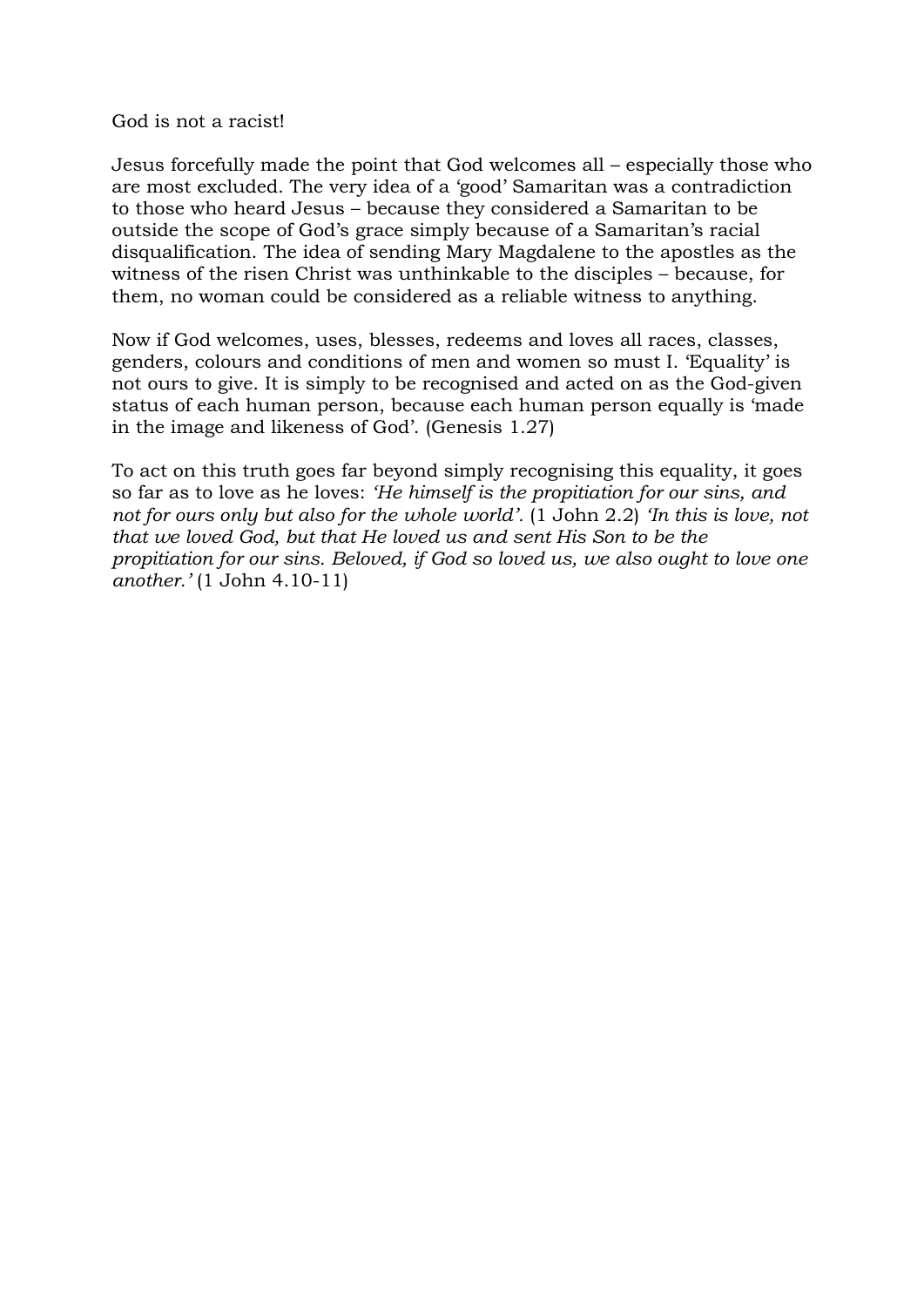God is not a racist!

Jesus forcefully made the point that God welcomes all – especially those who are most excluded. The very idea of a 'good' Samaritan was a contradiction to those who heard Jesus – because they considered a Samaritan to be outside the scope of God's grace simply because of a Samaritan's racial disqualification. The idea of sending Mary Magdalene to the apostles as the witness of the risen Christ was unthinkable to the disciples – because, for them, no woman could be considered as a reliable witness to anything.

Now if God welcomes, uses, blesses, redeems and loves all races, classes, genders, colours and conditions of men and women so must I. 'Equality' is not ours to give. It is simply to be recognised and acted on as the God-given status of each human person, because each human person equally is 'made in the image and likeness of God'. (Genesis 1.27)

To act on this truth goes far beyond simply recognising this equality, it goes so far as to love as he loves: *'He himself is the propitiation for our sins, and not for ours only but also for the whole world'.* (1 John 2.2) *'In this is love, not that we loved God, but that He loved us and sent His Son to be the propitiation for our sins. Beloved, if God so loved us, we also ought to love one another.'* (1 John 4.10-11)